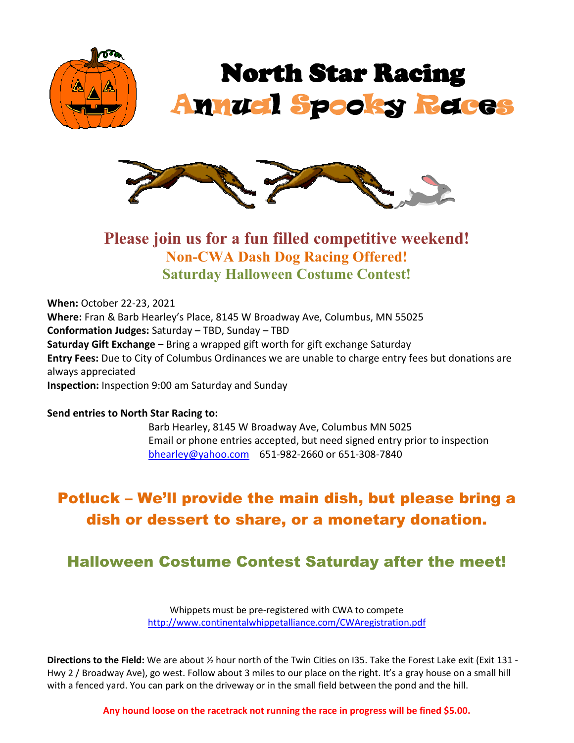# North Star Racing
# Annual Spooky Races

## Please join us for a fun filled competitive weekend!
### Non-CWA Dash Dog Racing Offered!
### Saturday Halloween Costume Contest!

**When:** October 22-23, 2021
**Where:** Fran & Barb Hearley's Place, 8145 W Broadway Ave, Columbus, MN 55025
**Conformation Judges:** Saturday – TBD, Sunday – TBD
**Saturday Gift Exchange** – Bring a wrapped gift worth for gift exchange Saturday
**Entry Fees:** Due to City of Columbus Ordinances we are unable to charge entry fees but donations are always appreciated
**Inspection:** Inspection 9:00 am Saturday and Sunday

**Send entries to North Star Racing to:**

Barb Hearley, 8145 W Broadway Ave, Columbus MN 5025
Email or phone entries accepted, but need signed entry prior to inspection
bhearley@yahoo.com 651-982-2660 or 651-308-7840

## Potluck – We'll provide the main dish, but please bring a dish or dessert to share, or a monetary donation.

## Halloween Costume Contest Saturday after the meet!

Whippets must be pre-registered with CWA to compete
http://www.continentalwhippetalliance.com/CWAregistration.pdf

**Directions to the Field:** We are about ½ hour north of the Twin Cities on I35. Take the Forest Lake exit (Exit 131 - Hwy 2 / Broadway Ave), go west. Follow about 3 miles to our place on the right. It's a gray house on a small hill with a fenced yard. You can park on the driveway or in the small field between the pond and the hill.

**Any hound loose on the racetrack not running the race in progress will be fined $5.00.**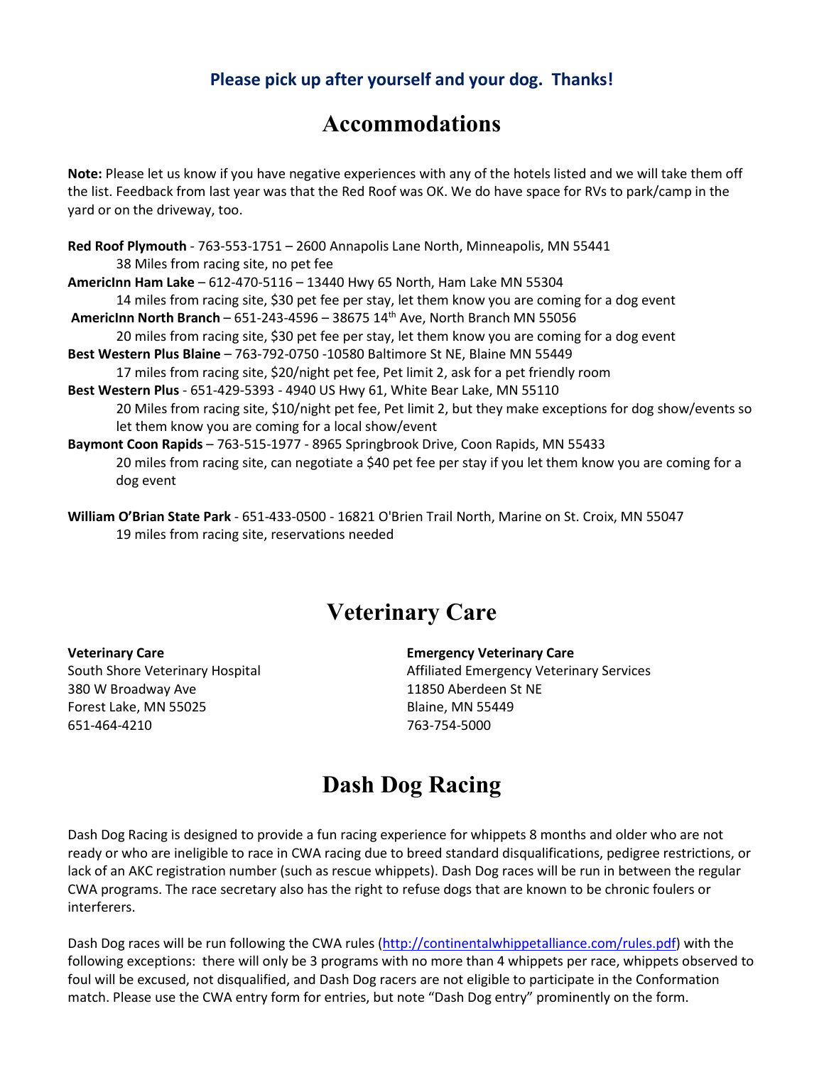**Please pick up after yourself and your dog. Thanks!**

# Accommodations

**Note:** Please let us know if you have negative experiences with any of the hotels listed and we will take them off the list. Feedback from last year was that the Red Roof was OK. We do have space for RVs to park/camp in the yard or on the driveway, too.

**Red Roof Plymouth** - 763-553-1751 – 2600 Annapolis Lane North, Minneapolis, MN 55441
38 Miles from racing site, no pet fee

**AmericInn Ham Lake** – 612-470-5116 – 13440 Hwy 65 North, Ham Lake MN 55304
14 miles from racing site, $30 pet fee per stay, let them know you are coming for a dog event

**AmericInn North Branch** – 651-243-4596 – 38675 14th Ave, North Branch MN 55056
20 miles from racing site, $30 pet fee per stay, let them know you are coming for a dog event

**Best Western Plus Blaine** – 763-792-0750 -10580 Baltimore St NE, Blaine MN 55449
17 miles from racing site, $20/night pet fee, Pet limit 2, ask for a pet friendly room

**Best Western Plus** - 651-429-5393 - 4940 US Hwy 61, White Bear Lake, MN 55110
20 Miles from racing site, $10/night pet fee, Pet limit 2, but they make exceptions for dog show/events so let them know you are coming for a local show/event

**Baymont Coon Rapids** – 763-515-1977 - 8965 Springbrook Drive, Coon Rapids, MN 55433
20 miles from racing site, can negotiate a $40 pet fee per stay if you let them know you are coming for a dog event

**William O'Brian State Park** - 651-433-0500 - 16821 O'Brien Trail North, Marine on St. Croix, MN 55047
19 miles from racing site, reservations needed

# Veterinary Care

**Veterinary Care**
South Shore Veterinary Hospital
380 W Broadway Ave
Forest Lake, MN 55025
651-464-4210

**Emergency Veterinary Care**
Affiliated Emergency Veterinary Services
11850 Aberdeen St NE
Blaine, MN 55449
763-754-5000

# Dash Dog Racing

Dash Dog Racing is designed to provide a fun racing experience for whippets 8 months and older who are not ready or who are ineligible to race in CWA racing due to breed standard disqualifications, pedigree restrictions, or lack of an AKC registration number (such as rescue whippets). Dash Dog races will be run in between the regular CWA programs. The race secretary also has the right to refuse dogs that are known to be chronic foulers or interferers.

Dash Dog races will be run following the CWA rules (http://continentalwhippetalliance.com/rules.pdf) with the following exceptions: there will only be 3 programs with no more than 4 whippets per race, whippets observed to foul will be excused, not disqualified, and Dash Dog racers are not eligible to participate in the Conformation match. Please use the CWA entry form for entries, but note "Dash Dog entry" prominently on the form.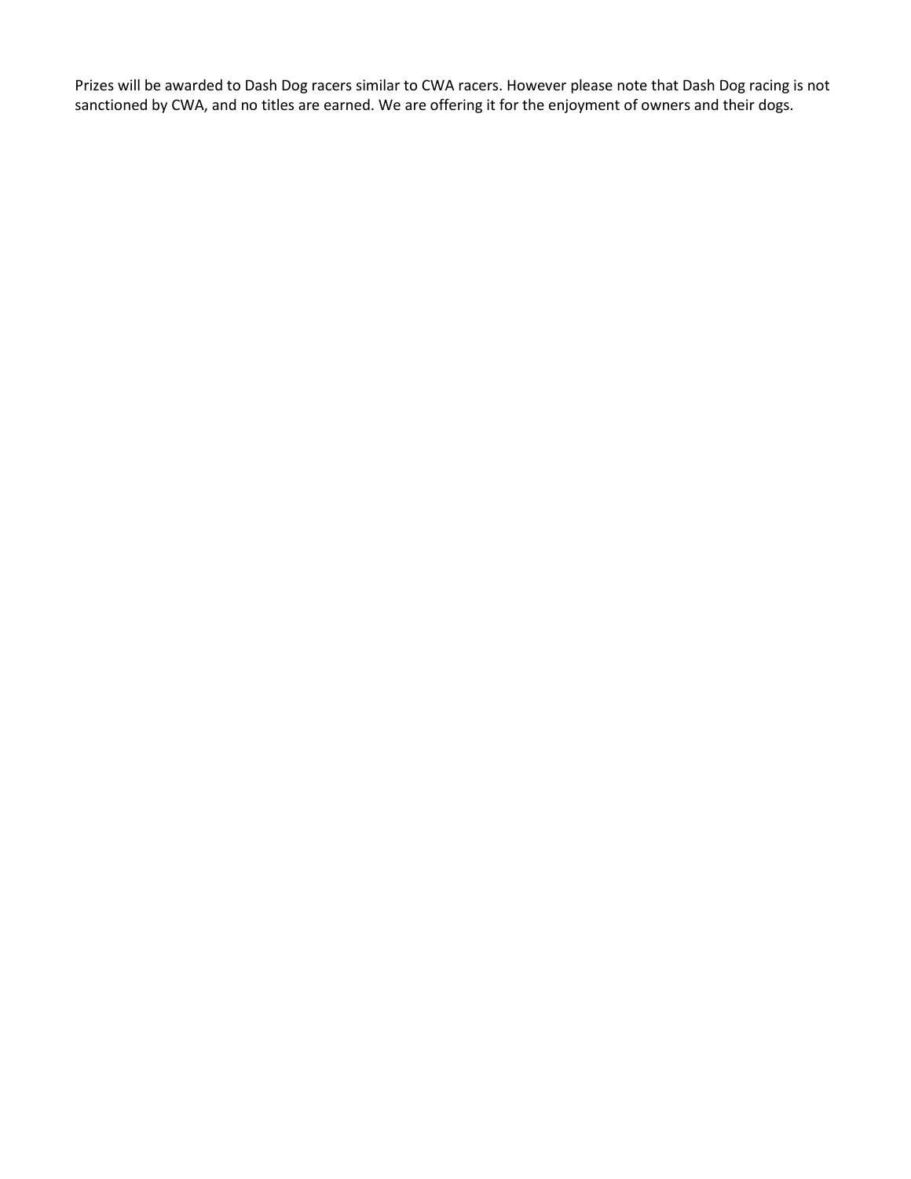Prizes will be awarded to Dash Dog racers similar to CWA racers. However please note that Dash Dog racing is not sanctioned by CWA, and no titles are earned. We are offering it for the enjoyment of owners and their dogs.